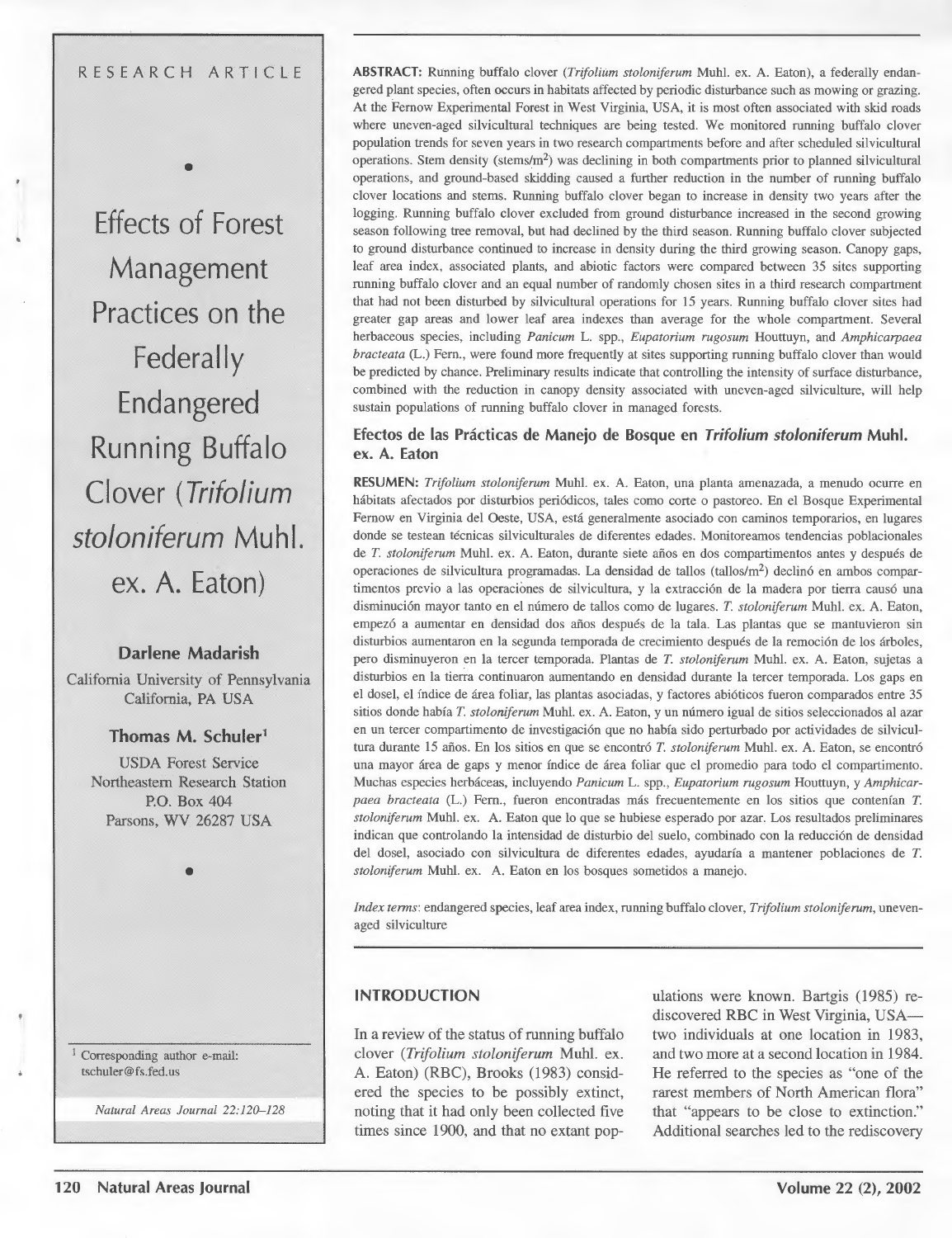RESEARCH ARTICLE

# Effects of Forest Management Practices on the Federally Endangered Running Buffalo Clover (*Trifolium stoloniferum* Muhl. ex. A. Eaton)

**Darlene Madarish**

California University of Pennsylvania
California, PA USA

**Thomas M. Schuler**[1]

USDA Forest Service
Northeastern Research Station
P.O. Box 404
Parsons, WV 26287 USA

[1] Corresponding author e-mail: tschuler@fs.fed.us

*Natural Areas Journal 22:120–128*

**ABSTRACT:** Running buffalo clover (*Trifolium stoloniferum* Muhl. ex. A. Eaton), a federally endangered plant species, often occurs in habitats affected by periodic disturbance such as mowing or grazing. At the Fernow Experimental Forest in West Virginia, USA, it is most often associated with skid roads where uneven-aged silvicultural techniques are being tested. We monitored running buffalo clover population trends for seven years in two research compartments before and after scheduled silvicultural operations. Stem density (stems/m$^2$) was declining in both compartments prior to planned silvicultural operations, and ground-based skidding caused a further reduction in the number of running buffalo clover locations and stems. Running buffalo clover began to increase in density two years after the logging. Running buffalo clover excluded from ground disturbance increased in the second growing season following tree removal, but had declined by the third season. Running buffalo clover subjected to ground disturbance continued to increase in density during the third growing season. Canopy gaps, leaf area index, associated plants, and abiotic factors were compared between 35 sites supporting running buffalo clover and an equal number of randomly chosen sites in a third research compartment that had not been disturbed by silvicultural operations for 15 years. Running buffalo clover sites had greater gap areas and lower leaf area indexes than average for the whole compartment. Several herbaceous species, including *Panicum* L. spp., *Eupatorium rugosum* Houttuyn, and *Amphicarpaea bracteata* (L.) Fern., were found more frequently at sites supporting running buffalo clover than would be predicted by chance. Preliminary results indicate that controlling the intensity of surface disturbance, combined with the reduction in canopy density associated with uneven-aged silviculture, will help sustain populations of running buffalo clover in managed forests.

### Efectos de las Prácticas de Manejo de Bosque en *Trifolium stoloniferum* Muhl. ex. A. Eaton

**RESUMEN:** *Trifolium stoloniferum* Muhl. ex. A. Eaton, una planta amenazada, a menudo ocurre en hábitats afectados por disturbios periódicos, tales como corte o pastoreo. En el Bosque Experimental Fernow en Virginia del Oeste, USA, está generalmente asociado con caminos temporarios, en lugares donde se testean técnicas silviculturales de diferentes edades. Monitoreamos tendencias poblacionales de *T. stoloniferum* Muhl. ex. A. Eaton, durante siete años en dos compartimentos antes y después de operaciones de silvicultura programadas. La densidad de tallos (tallos/m$^2$) declinó en ambos compartimentos previo a las operaciones de silvicultura, y la extracción de la madera por tierra causó una disminución mayor tanto en el número de tallos como de lugares. *T. stoloniferum* Muhl. ex. A. Eaton, empezó a aumentar en densidad dos años después de la tala. Las plantas que se mantuvieron sin disturbios aumentaron en la segunda temporada de crecimiento después de la remoción de los árboles, pero disminuyeron en la tercer temporada. Plantas de *T. stoloniferum* Muhl. ex. A. Eaton, sujetas a disturbios en la tierra continuaron aumentando en densidad durante la tercer temporada. Los gaps en el dosel, el índice de área foliar, las plantas asociadas, y factores abióticos fueron comparados entre 35 sitios donde había *T. stoloniferum* Muhl. ex. A. Eaton, y un número igual de sitios seleccionados al azar en un tercer compartimento de investigación que no había sido perturbado por actividades de silvicultura durante 15 años. En los sitios en que se encontró *T. stoloniferum* Muhl. ex. A. Eaton, se encontró una mayor área de gaps y menor índice de área foliar que el promedio para todo el compartimento. Muchas especies herbáceas, incluyendo *Panicum* L. spp., *Eupatorium rugosum* Houttuyn, y *Amphicarpaea bracteata* (L.) Fern., fueron encontradas más frecuentemente en los sitios que contenían *T. stoloniferum* Muhl. ex. A. Eaton que lo que se hubiese esperado por azar. Los resultados preliminares indican que controlando la intensidad de disturbio del suelo, combinado con la reducción de densidad del dosel, asociado con silvicultura de diferentes edades, ayudaría a mantener poblaciones de *T. stoloniferum* Muhl. ex. A. Eaton en los bosques sometidos a manejo.

*Index terms*: endangered species, leaf area index, running buffalo clover, *Trifolium stoloniferum*, uneven-aged silviculture

## INTRODUCTION

In a review of the status of running buffalo clover (*Trifolium stoloniferum* Muhl. ex. A. Eaton) (RBC), Brooks (1983) considered the species to be possibly extinct, noting that it had only been collected five times since 1900, and that no extant populations were known. Bartgis (1985) rediscovered RBC in West Virginia, USA—two individuals at one location in 1983, and two more at a second location in 1984. He referred to the species as "one of the rarest members of North American flora" that "appears to be close to extinction." Additional searches led to the rediscovery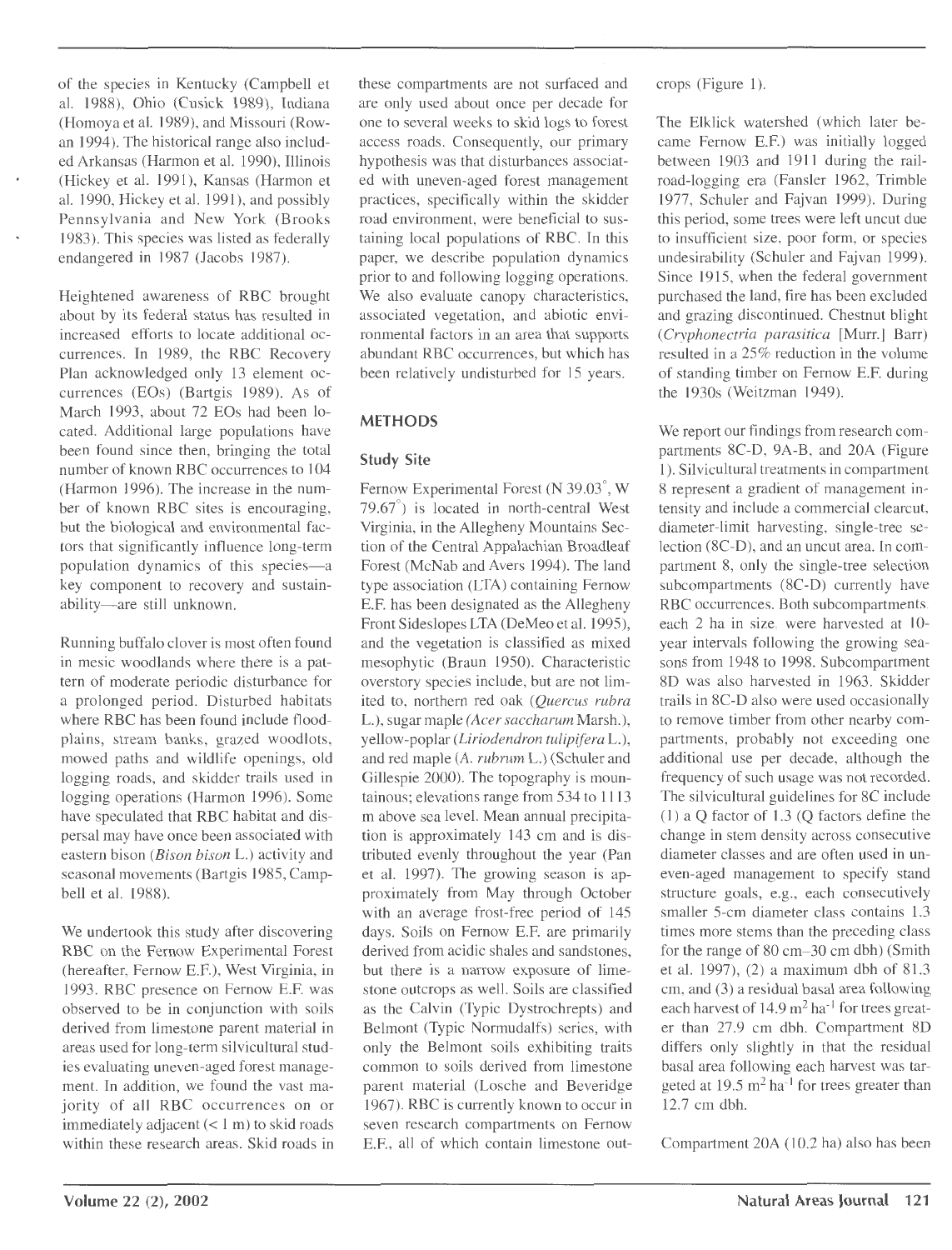of the species in Kentucky (Campbell et al. 1988), Ohio (Cusick 1989), Indiana (Homoya et al. 1989), and Missouri (Rowan 1994). The historical range also included Arkansas (Harmon et al. 1990), Illinois (Hickey et al. 1991), Kansas (Harmon et al. 1990, Hickey et al. 1991), and possibly Pennsylvania and New York (Brooks 1983). This species was listed as federally endangered in 1987 (Jacobs 1987).

Heightened awareness of RBC brought about by its federal status has resulted in increased efforts to locate additional occurrences. In 1989, the RBC Recovery Plan acknowledged only 13 element occurrences (EOs) (Bartgis 1989). As of March 1993, about 72 EOs had been located. Additional large populations have been found since then, bringing the total number of known RBC occurrences to 104 (Harmon 1996). The increase in the number of known RBC sites is encouraging, but the biological and environmental factors that significantly influence long-term population dynamics of this species—a key component to recovery and sustainability—are still unknown.

Running buffalo clover is most often found in mesic woodlands where there is a pattern of moderate periodic disturbance for a prolonged period. Disturbed habitats where RBC has been found include floodplains, stream banks, grazed woodlots, mowed paths and wildlife openings, old logging roads, and skidder trails used in logging operations (Harmon 1996). Some have speculated that RBC habitat and dispersal may have once been associated with eastern bison (*Bison bison* L.) activity and seasonal movements (Bartgis 1985, Campbell et al. 1988).

We undertook this study after discovering RBC on the Fernow Experimental Forest (hereafter, Fernow E.F.), West Virginia, in 1993. RBC presence on Fernow E.F. was observed to be in conjunction with soils derived from limestone parent material in areas used for long-term silvicultural studies evaluating uneven-aged forest management. In addition, we found the vast majority of all RBC occurrences on or immediately adjacent (< 1 m) to skid roads within these research areas. Skid roads in these compartments are not surfaced and are only used about once per decade for one to several weeks to skid logs to forest access roads. Consequently, our primary hypothesis was that disturbances associated with uneven-aged forest management practices, specifically within the skidder road environment, were beneficial to sustaining local populations of RBC. In this paper, we describe population dynamics prior to and following logging operations. We also evaluate canopy characteristics, associated vegetation, and abiotic environmental factors in an area that supports abundant RBC occurrences, but which has been relatively undisturbed for 15 years.

## METHODS

### Study Site

Fernow Experimental Forest (N 39.03°, W 79.67°) is located in north-central West Virginia, in the Allegheny Mountains Section of the Central Appalachian Broadleaf Forest (McNab and Avers 1994). The land type association (LTA) containing Fernow E.F. has been designated as the Allegheny Front Sideslopes LTA (DeMeo et al. 1995), and the vegetation is classified as mixed mesophytic (Braun 1950). Characteristic overstory species include, but are not limited to, northern red oak (*Quercus rubra* L.), sugar maple (*Acer saccharum* Marsh.), yellow-poplar (*Liriodendron tulipifera* L.), and red maple (*A. rubrum* L.) (Schuler and Gillespie 2000). The topography is mountainous; elevations range from 534 to 1113 m above sea level. Mean annual precipitation is approximately 143 cm and is distributed evenly throughout the year (Pan et al. 1997). The growing season is approximately from May through October with an average frost-free period of 145 days. Soils on Fernow E.F. are primarily derived from acidic shales and sandstones, but there is a narrow exposure of limestone outcrops as well. Soils are classified as the Calvin (Typic Dystrochrepts) and Belmont (Typic Normudalfs) series, with only the Belmont soils exhibiting traits common to soils derived from limestone parent material (Losche and Beveridge 1967). RBC is currently known to occur in seven research compartments on Fernow E.F., all of which contain limestone outcrops (Figure 1).

The Elklick watershed (which later became Fernow E.F.) was initially logged between 1903 and 1911 during the railroad-logging era (Fansler 1962, Trimble 1977, Schuler and Fajvan 1999). During this period, some trees were left uncut due to insufficient size, poor form, or species undesirability (Schuler and Fajvan 1999). Since 1915, when the federal government purchased the land, fire has been excluded and grazing discontinued. Chestnut blight (*Cryphonectria parasitica* [Murr.] Barr) resulted in a 25% reduction in the volume of standing timber on Fernow E.F. during the 1930s (Weitzman 1949).

We report our findings from research compartments 8C-D, 9A-B, and 20A (Figure 1). Silvicultural treatments in compartment 8 represent a gradient of management intensity and include a commercial clearcut, diameter-limit harvesting, single-tree selection (8C-D), and an uncut area. In compartment 8, only the single-tree selection subcompartments (8C-D) currently have RBC occurrences. Both subcompartments, each 2 ha in size, were harvested at 10-year intervals following the growing seasons from 1948 to 1998. Subcompartment 8D was also harvested in 1963. Skidder trails in 8C-D also were used occasionally to remove timber from other nearby compartments, probably not exceeding one additional use per decade, although the frequency of such usage was not recorded. The silvicultural guidelines for 8C include (1) a Q factor of 1.3 (Q factors define the change in stem density across consecutive diameter classes and are often used in uneven-aged management to specify stand structure goals, e.g., each consecutively smaller 5-cm diameter class contains 1.3 times more stems than the preceding class for the range of 80 cm–30 cm dbh) (Smith et al. 1997), (2) a maximum dbh of 81.3 cm, and (3) a residual basal area following each harvest of 14.9 $m^2$ $ha^{-1}$ for trees greater than 27.9 cm dbh. Compartment 8D differs only slightly in that the residual basal area following each harvest was targeted at 19.5 $m^2$ $ha^{-1}$ for trees greater than 12.7 cm dbh.

Compartment 20A (10.2 ha) also has been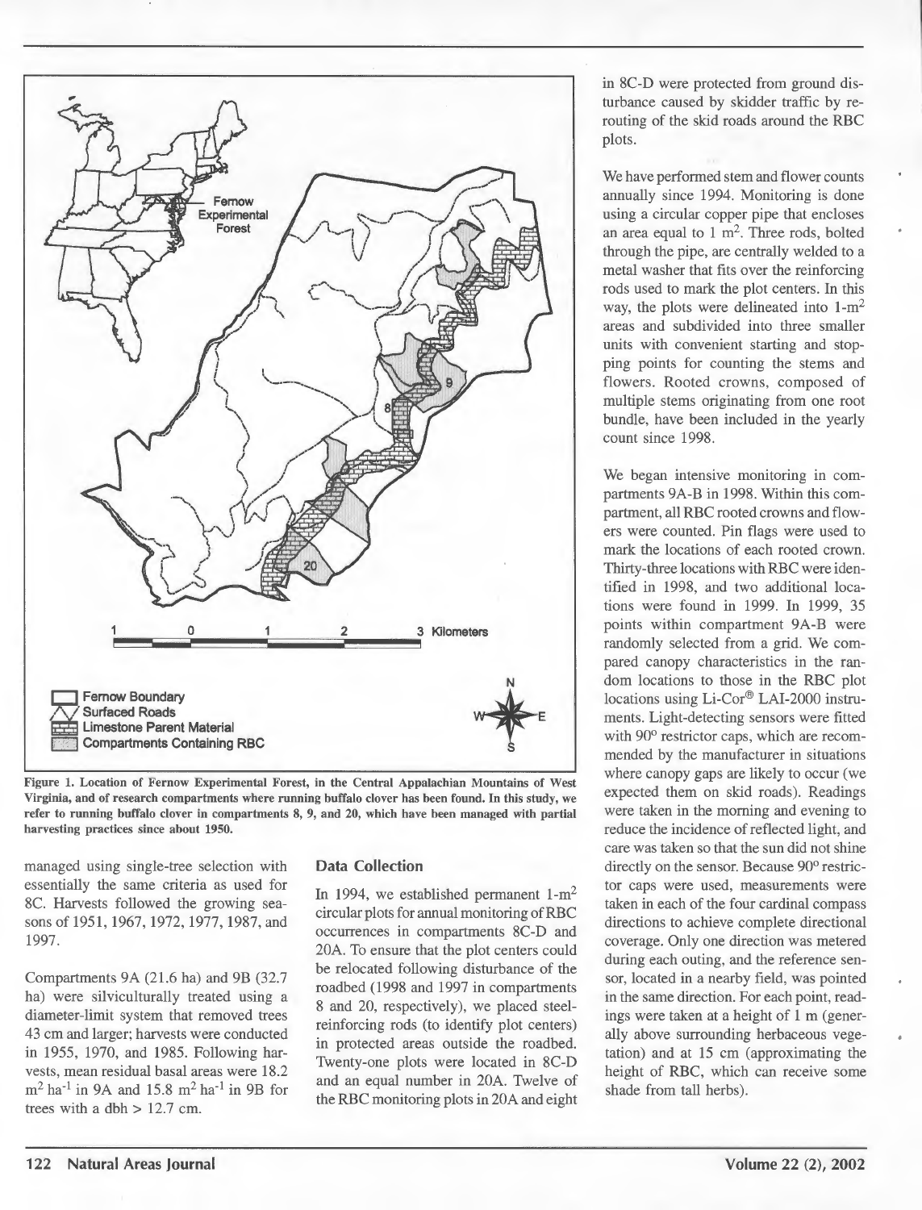Figure 1. Location of Fernow Experimental Forest, in the Central Appalachian Mountains of West Virginia, and of research compartments where running buffalo clover has been found. In this study, we refer to running buffalo clover in compartments 8, 9, and 20, which have been managed with partial harvesting practices since about 1950.

managed using single-tree selection with essentially the same criteria as used for 8C. Harvests followed the growing seasons of 1951, 1967, 1972, 1977, 1987, and 1997.

Compartments 9A (21.6 ha) and 9B (32.7 ha) were silviculturally treated using a diameter-limit system that removed trees 43 cm and larger; harvests were conducted in 1955, 1970, and 1985. Following harvests, mean residual basal areas were 18.2 $m^2$ $ha^{-1}$ in 9A and 15.8 $m^2$ $ha^{-1}$ in 9B for trees with a dbh > 12.7 cm.

## Data Collection

In 1994, we established permanent 1-$m^2$ circular plots for annual monitoring of RBC occurrences in compartments 8C-D and 20A. To ensure that the plot centers could be relocated following disturbance of the roadbed (1998 and 1997 in compartments 8 and 20, respectively), we placed steel-reinforcing rods (to identify plot centers) in protected areas outside the roadbed. Twenty-one plots were located in 8C-D and an equal number in 20A. Twelve of the RBC monitoring plots in 20A and eight in 8C-D were protected from ground disturbance caused by skidder traffic by rerouting of the skid roads around the RBC plots.

We have performed stem and flower counts annually since 1994. Monitoring is done using a circular copper pipe that encloses an area equal to 1 $m^2$. Three rods, bolted through the pipe, are centrally welded to a metal washer that fits over the reinforcing rods used to mark the plot centers. In this way, the plots were delineated into 1-$m^2$ areas and subdivided into three smaller units with convenient starting and stopping points for counting the stems and flowers. Rooted crowns, composed of multiple stems originating from one root bundle, have been included in the yearly count since 1998.

We began intensive monitoring in compartments 9A-B in 1998. Within this compartment, all RBC rooted crowns and flowers were counted. Pin flags were used to mark the locations of each rooted crown. Thirty-three locations with RBC were identified in 1998, and two additional locations were found in 1999. In 1999, 35 points within compartment 9A-B were randomly selected from a grid. We compared canopy characteristics in the random locations to those in the RBC plot locations using Li-Cor® LAI-2000 instruments. Light-detecting sensors were fitted with 90° restrictor caps, which are recommended by the manufacturer in situations where canopy gaps are likely to occur (we expected them on skid roads). Readings were taken in the morning and evening to reduce the incidence of reflected light, and care was taken so that the sun did not shine directly on the sensor. Because 90° restrictor caps were used, measurements were taken in each of the four cardinal compass directions to achieve complete directional coverage. Only one direction was metered during each outing, and the reference sensor, located in a nearby field, was pointed in the same direction. For each point, readings were taken at a height of 1 m (generally above surrounding herbaceous vegetation) and at 15 cm (approximating the height of RBC, which can receive some shade from tall herbs).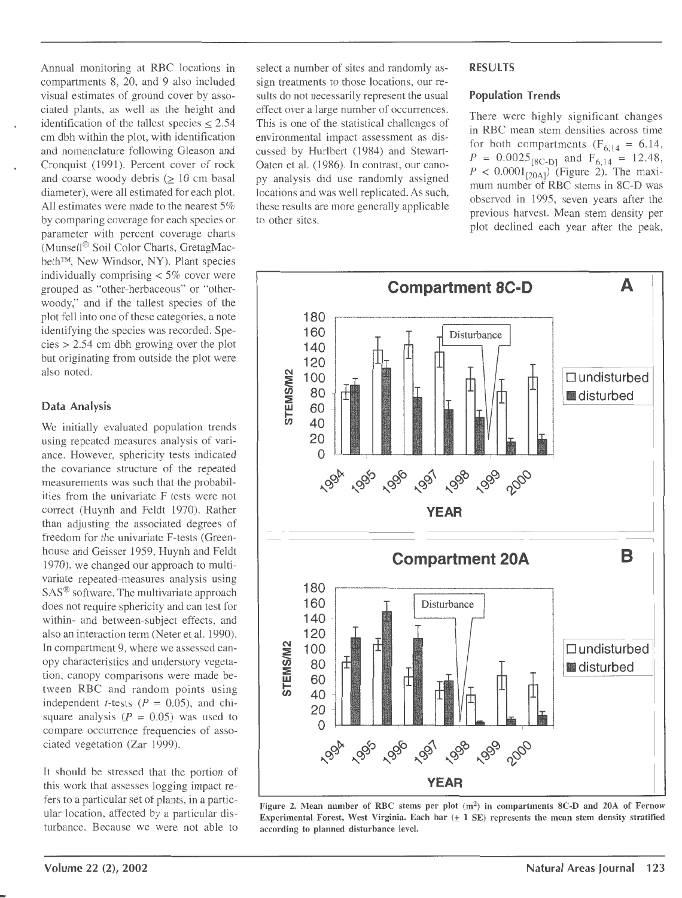Annual monitoring at RBC locations in compartments 8, 20, and 9 also included visual estimates of ground cover by associated plants, as well as the height and identification of the tallest species ≤ 2.54 cm dbh within the plot, with identification and nomenclature following Gleason and Cronquist (1991). Percent cover of rock and coarse woody debris (≥ 10 cm basal diameter), were all estimated for each plot. All estimates were made to the nearest 5% by comparing coverage for each species or parameter with percent coverage charts (Munsell® Soil Color Charts, GretagMacbeth™, New Windsor, NY). Plant species individually comprising < 5% cover were grouped as "other-herbaceous" or "other-woody," and if the tallest species of the plot fell into one of these categories, a note identifying the species was recorded. Species > 2.54 cm dbh growing over the plot but originating from outside the plot were also noted.

### Data Analysis

We initially evaluated population trends using repeated measures analysis of variance. However, sphericity tests indicated the covariance structure of the repeated measurements was such that the probabilities from the univariate F tests were not correct (Huynh and Feldt 1970). Rather than adjusting the associated degrees of freedom for the univariate F-tests (Greenhouse and Geisser 1959, Huynh and Feldt 1970), we changed our approach to multivariate repeated-measures analysis using SAS® software. The multivariate approach does not require sphericity and can test for within- and between-subject effects, and also an interaction term (Neter et al. 1990). In compartment 9, where we assessed canopy characteristics and understory vegetation, canopy comparisons were made between RBC and random points using independent *t*-tests ($P = 0.05$), and chi-square analysis ($P = 0.05$) was used to compare occurrence frequencies of associated vegetation (Zar 1999).

It should be stressed that the portion of this work that assesses logging impact refers to a particular set of plants, in a particular location, affected by a particular disturbance. Because we were not able to select a number of sites and randomly assign treatments to those locations, our results do not necessarily represent the usual effect over a large number of occurrences. This is one of the statistical challenges of environmental impact assessment as discussed by Hurlbert (1984) and Stewart-Oaten et al. (1986). In contrast, our canopy analysis did use randomly assigned locations and was well replicated. As such, these results are more generally applicable to other sites.

## RESULTS

### Population Trends

There were highly significant changes in RBC mean stem densities across time for both compartments ($F_{6,14} = 6.14$, $P = 0.0025_{[8C\text{-}D]}$ and $F_{6,14} = 12.48$, $P < 0.0001_{[20A]}$) (Figure 2). The maximum number of RBC stems in 8C-D was observed in 1995, seven years after the previous harvest. Mean stem density per plot declined each year after the peak,

Figure 2. Mean number of RBC stems per plot (m²) in compartments 8C-D and 20A of Fernow Experimental Forest, West Virginia. Each bar (± 1 SE) represents the mean stem density stratified according to planned disturbance level.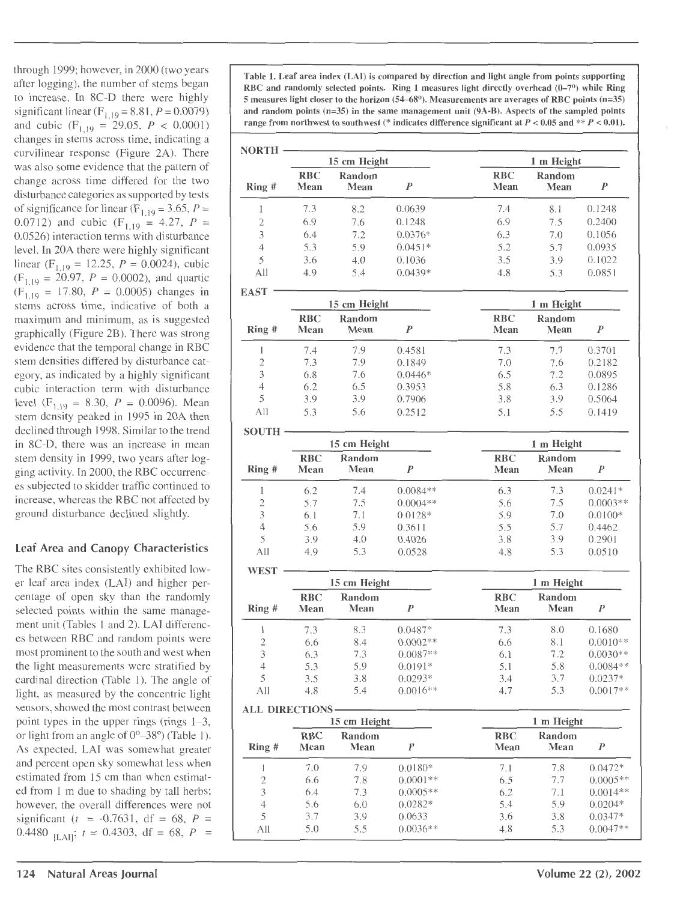through 1999; however, in 2000 (two years after logging), the number of stems began to increase. In 8C-D there were highly significant linear ($F_{1,19} = 8.81$, $P = 0.0079$) and cubic ($F_{1,19} = 29.05$, $P < 0.0001$) changes in stems across time, indicating a curvilinear response (Figure 2A). There was also some evidence that the pattern of change across time differed for the two disturbance categories as supported by tests of significance for linear ($F_{1,19} = 3.65$, $P = 0.0712$) and cubic ($F_{1,19} = 4.27$, $P = 0.0526$) interaction terms with disturbance level. In 20A there were highly significant linear ($F_{1,19} = 12.25$, $P = 0.0024$), cubic ($F_{1,19} = 20.97$, $P = 0.0002$), and quartic ($F_{1,19} = 17.80$, $P = 0.0005$) changes in stems across time, indicative of both a maximum and minimum, as is suggested graphically (Figure 2B). There was strong evidence that the temporal change in RBC stem densities differed by disturbance category, as indicated by a highly significant cubic interaction term with disturbance level ($F_{1,19} = 8.30$, $P = 0.0096$). Mean stem density peaked in 1995 in 20A then declined through 1998. Similar to the trend in 8C-D, there was an increase in mean stem density in 1999, two years after logging activity. In 2000, the RBC occurrences subjected to skidder traffic continued to increase, whereas the RBC not affected by ground disturbance declined slightly.

## Leaf Area and Canopy Characteristics

The RBC sites consistently exhibited lower leaf area index (LAI) and higher percentage of open sky than the randomly selected points within the same management unit (Tables 1 and 2). LAI differences between RBC and random points were most prominent to the south and west when the light measurements were stratified by cardinal direction (Table 1). The angle of light, as measured by the concentric light sensors, showed the most contrast between point types in the upper rings (rings 1–3, or light from an angle of 0°–38°) (Table 1). As expected, LAI was somewhat greater and percent open sky somewhat less when estimated from 15 cm than when estimated from 1 m due to shading by tall herbs; however, the overall differences were not significant ($t = -0.7631$, df = 68, $P = 0.4480_{[LAI]}$; $t = 0.4303$, df = 68, $P =$

**Table 1. Leaf area index (LAI) is compared by direction and light angle from points supporting RBC and randomly selected points. Ring 1 measures light directly overhead (0–7°) while Ring 5 measures light closer to the horizon (54–68°). Measurements are averages of RBC points (n=35) and random points (n=35) in the same management unit (9A-B). Aspects of the sampled points range from northwest to southwest (* indicates difference significant at $P < 0.05$ and ** $P < 0.01$).**

| | 15 cm Height | | | 1 m Height | | |
|---|---|---|---|---|---|---|
| Ring # | RBC Mean | Random Mean | *P* | RBC Mean | Random Mean | *P* |
| **NORTH** | | | | | | |
| 1 | 7.3 | 8.2 | 0.0639 | 7.4 | 8.1 | 0.1248 |
| 2 | 6.9 | 7.6 | 0.1248 | 6.9 | 7.5 | 0.2400 |
| 3 | 6.4 | 7.2 | 0.0376* | 6.3 | 7.0 | 0.1056 |
| 4 | 5.3 | 5.9 | 0.0451* | 5.2 | 5.7 | 0.0935 |
| 5 | 3.6 | 4.0 | 0.1036 | 3.5 | 3.9 | 0.1022 |
| All | 4.9 | 5.4 | 0.0439* | 4.8 | 5.3 | 0.0851 |
| **EAST** | | | | | | |
| 1 | 7.4 | 7.9 | 0.4581 | 7.3 | 7.7 | 0.3701 |
| 2 | 7.3 | 7.9 | 0.1849 | 7.0 | 7.6 | 0.2182 |
| 3 | 6.8 | 7.6 | 0.0446* | 6.5 | 7.2 | 0.0895 |
| 4 | 6.2 | 6.5 | 0.3953 | 5.8 | 6.3 | 0.1286 |
| 5 | 3.9 | 3.9 | 0.7906 | 3.8 | 3.9 | 0.5064 |
| All | 5.3 | 5.6 | 0.2512 | 5.1 | 5.5 | 0.1419 |
| **SOUTH** | | | | | | |
| 1 | 6.2 | 7.4 | 0.0084** | 6.3 | 7.3 | 0.0241* |
| 2 | 5.7 | 7.5 | 0.0004** | 5.6 | 7.5 | 0.0003** |
| 3 | 6.1 | 7.1 | 0.0128* | 5.9 | 7.0 | 0.0100* |
| 4 | 5.6 | 5.9 | 0.3611 | 5.5 | 5.7 | 0.4462 |
| 5 | 3.9 | 4.0 | 0.4026 | 3.8 | 3.9 | 0.2901 |
| All | 4.9 | 5.3 | 0.0528 | 4.8 | 5.3 | 0.0510 |
| **WEST** | | | | | | |
| 1 | 7.3 | 8.3 | 0.0487* | 7.3 | 8.0 | 0.1680 |
| 2 | 6.6 | 8.4 | 0.0002** | 6.6 | 8.1 | 0.0010** |
| 3 | 6.3 | 7.3 | 0.0087** | 6.1 | 7.2 | 0.0030** |
| 4 | 5.3 | 5.9 | 0.0191* | 5.1 | 5.8 | 0.0084** |
| 5 | 3.5 | 3.8 | 0.0293* | 3.4 | 3.7 | 0.0237* |
| All | 4.8 | 5.4 | 0.0016** | 4.7 | 5.3 | 0.0017** |
| **ALL DIRECTIONS** | | | | | | |
| 1 | 7.0 | 7.9 | 0.0180* | 7.1 | 7.8 | 0.0472* |
| 2 | 6.6 | 7.8 | 0.0001** | 6.5 | 7.7 | 0.0005** |
| 3 | 6.4 | 7.3 | 0.0005** | 6.2 | 7.1 | 0.0014** |
| 4 | 5.6 | 6.0 | 0.0282* | 5.4 | 5.9 | 0.0204* |
| 5 | 3.7 | 3.9 | 0.0633 | 3.6 | 3.8 | 0.0347* |
| All | 5.0 | 5.5 | 0.0036** | 4.8 | 5.3 | 0.0047** |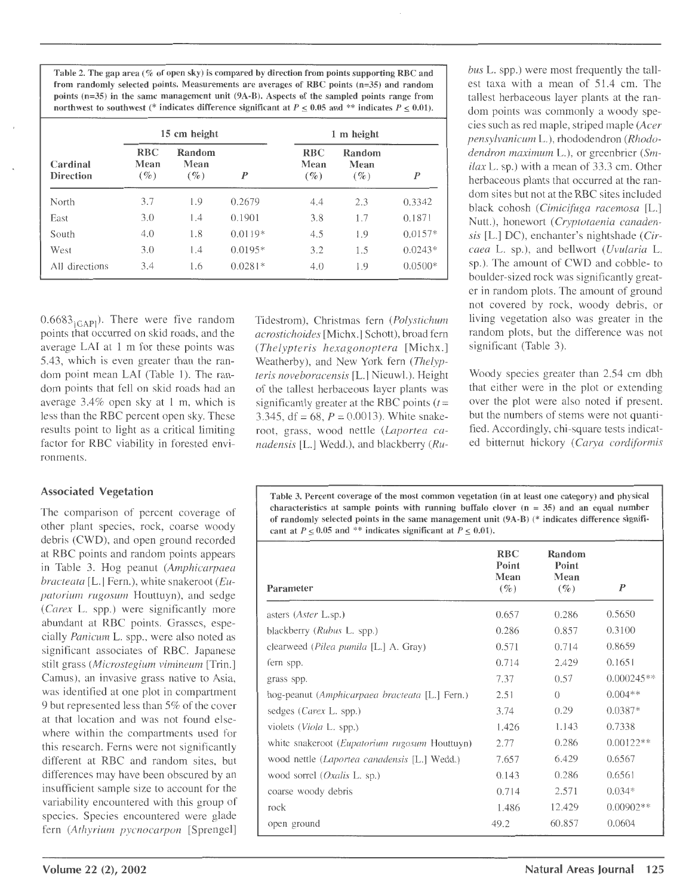Table 2. The gap area (% of open sky) is compared by direction from points supporting RBC and from randomly selected points. Measurements are averages of RBC points (n=35) and random points (n=35) in the same management unit (9A-B). Aspects of the sampled points range from northwest to southwest (* indicates difference significant at $P \leq 0.05$ and ** indicates $P \leq 0.01$).

| Cardinal Direction | 15 cm height | | | 1 m height | | |
|---|---|---|---|---|---|---|
| | RBC Mean (%) | Random Mean (%) | $P$ | RBC Mean (%) | Random Mean (%) | $P$ |
| North | 3.7 | 1.9 | 0.2679 | 4.4 | 2.3 | 0.3342 |
| East | 3.0 | 1.4 | 0.1901 | 3.8 | 1.7 | 0.1871 |
| South | 4.0 | 1.8 | 0.0119* | 4.5 | 1.9 | 0.0157* |
| West | 3.0 | 1.4 | 0.0195* | 3.2 | 1.5 | 0.0243* |
| All directions | 3.4 | 1.6 | 0.0281* | 4.0 | 1.9 | 0.0500* |

$0.6683_{[GAP]}$). There were five random points that occurred on skid roads, and the average LAI at 1 m for these points was 5.43, which is even greater than the random point mean LAI (Table 1). The random points that fell on skid roads had an average 3.4% open sky at 1 m, which is less than the RBC percent open sky. These results point to light as a critical limiting factor for RBC viability in forested environments.

## Associated Vegetation

The comparison of percent coverage of other plant species, rock, coarse woody debris (CWD), and open ground recorded at RBC points and random points appears in Table 3. Hog peanut (*Amphicarpaea bracteata* [L.] Fern.), white snakeroot (*Eupatorium rugosum* Houttuyn), and sedge (*Carex* L. spp.) were significantly more abundant at RBC points. Grasses, especially *Panicum* L. spp., were also noted as significant associates of RBC. Japanese stilt grass (*Microstegium vimineum* [Trin.] Camus), an invasive grass native to Asia, was identified at one plot in compartment 9 but represented less than 5% of the cover at that location and was not found elsewhere within the compartments used for this research. Ferns were not significantly different at RBC and random sites, but differences may have been obscured by an insufficient sample size to account for the variability encountered with this group of species. Species encountered were glade fern (*Athyrium pycnocarpon* [Sprengel] Tidestrom), Christmas fern (*Polystichum acrostichoides* [Michx.] Schott), broad fern (*Thelypteris hexagonoptera* [Michx.] Weatherby), and New York fern (*Thelypteris noveboracensis* [L.] Nieuwl.). Height of the tallest herbaceous layer plants was significantly greater at the RBC points ($t$ = 3.345, df = 68, $P$ = 0.0013). White snakeroot, grass, wood nettle (*Laportea canadensis* [L.] Wedd.), and blackberry (*Rubus* L. spp.) were most frequently the tallest taxa with a mean of 51.4 cm. The tallest herbaceous layer plants at the random points was commonly a woody species such as red maple, striped maple (*Acer pensylvanicum* L.), rhododendron (*Rhododendron maximum* L.), or greenbrier (*Smilax* L. sp.) with a mean of 33.3 cm. Other herbaceous plants that occurred at the random sites but not at the RBC sites included black cohosh (*Cimicifuga racemosa* [L.] Nutt.), honewort (*Cryptotaenia canadensis* [L.] DC), enchanter's nightshade (*Circaea* L. sp.), and bellwort (*Uvularia* L. sp.). The amount of CWD and cobble- to boulder-sized rock was significantly greater in random plots. The amount of ground not covered by rock, woody debris, or living vegetation also was greater in the random plots, but the difference was not significant (Table 3).

Table 3. Percent coverage of the most common vegetation (in at least one category) and physical characteristics at sample points with running buffalo clover (n = 35) and an equal number of randomly selected points in the same management unit (9A-B) (* indicates difference significant at $P \leq 0.05$ and ** indicates significant at $P \leq 0.01$).

| Parameter | RBC Point Mean (%) | Random Point Mean (%) | $P$ |
|---|---|---|---|
| asters (*Aster* L.sp.) | 0.657 | 0.286 | 0.5650 |
| blackberry (*Rubus* L. spp.) | 0.286 | 0.857 | 0.3100 |
| clearweed (*Pilea pumila* [L.] A. Gray) | 0.571 | 0.714 | 0.8659 |
| fern spp. | 0.714 | 2.429 | 0.1651 |
| grass spp. | 7.37 | 0.57 | 0.000245** |
| hog-peanut (*Amphicarpaea bracteata* [L.] Fern.) | 2.51 | 0 | 0.004** |
| sedges (*Carex* L. spp.) | 3.74 | 0.29 | 0.0387* |
| violets (*Viola* L. spp.) | 1.426 | 1.143 | 0.7338 |
| white snakeroot (*Eupatorium rugosum* Houttuyn) | 2.77 | 0.286 | 0.00122** |
| wood nettle (*Laportea canadensis* [L.] Wedd.) | 7.657 | 6.429 | 0.6567 |
| wood sorrel (*Oxalis* L. sp.) | 0.143 | 0.286 | 0.6561 |
| coarse woody debris | 0.714 | 2.571 | 0.034* |
| rock | 1.486 | 12.429 | 0.00902** |
| open ground | 49.2 | 60.857 | 0.0604 |

Woody species greater than 2.54 cm dbh that either were in the plot or extending over the plot were also noted if present. but the numbers of stems were not quantified. Accordingly, chi-square tests indicated bitternut hickory (*Carya cordiformis*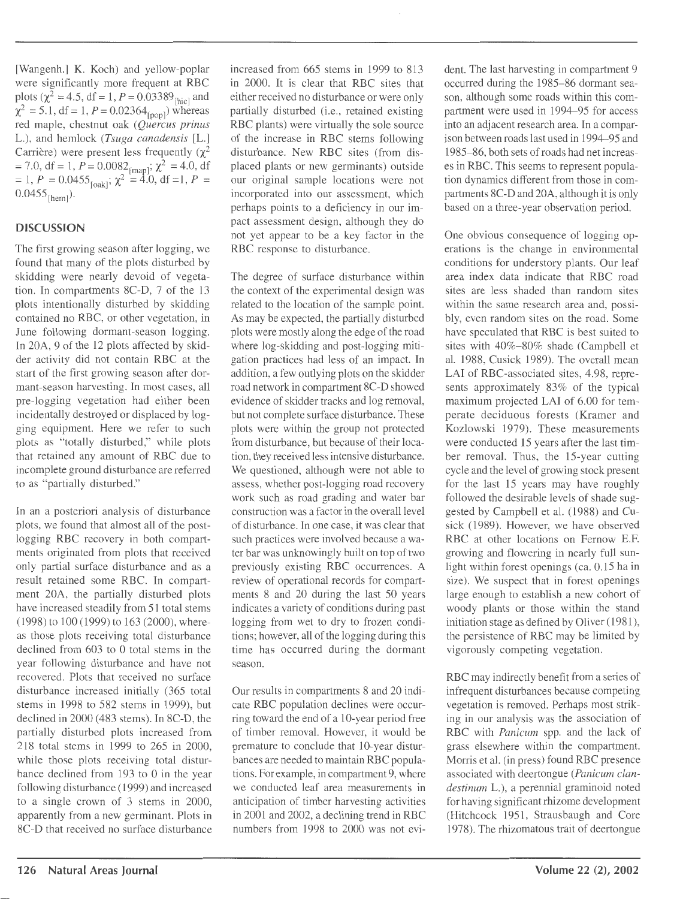[Wangenh.] K. Koch) and yellow-poplar were significantly more frequent at RBC plots ($\chi^2 = 4.5$, df = 1, $P = 0.03389_{[hic]}$ and $\chi^2 = 5.1$, df = 1, $P = 0.02364_{[pop]}$) whereas red maple, chestnut oak (*Quercus prinus* L.), and hemlock (*Tsuga canadensis* [L.] Carrière) were present less frequently ($\chi^2 = 7.0$, df = 1, $P = 0.0082_{[map]}$; $\chi^2 = 4.0$, df = 1, $P = 0.0455_{[oak]}$; $\chi^2 = 4.0$, df = 1, $P = 0.0455_{[hem]}$).

## DISCUSSION

The first growing season after logging, we found that many of the plots disturbed by skidding were nearly devoid of vegetation. In compartments 8C-D, 7 of the 13 plots intentionally disturbed by skidding contained no RBC, or other vegetation, in June following dormant-season logging. In 20A, 9 of the 12 plots affected by skidder activity did not contain RBC at the start of the first growing season after dormant-season harvesting. In most cases, all pre-logging vegetation had either been incidentally destroyed or displaced by logging equipment. Here we refer to such plots as "totally disturbed," while plots that retained any amount of RBC due to incomplete ground disturbance are referred to as "partially disturbed."

In an a posteriori analysis of disturbance plots, we found that almost all of the post-logging RBC recovery in both compartments originated from plots that received only partial surface disturbance and as a result retained some RBC. In compartment 20A, the partially disturbed plots have increased steadily from 51 total stems (1998) to 100 (1999) to 163 (2000), whereas those plots receiving total disturbance declined from 603 to 0 total stems in the year following disturbance and have not recovered. Plots that received no surface disturbance increased initially (365 total stems in 1998 to 582 stems in 1999), but declined in 2000 (483 stems). In 8C-D, the partially disturbed plots increased from 218 total stems in 1999 to 265 in 2000, while those plots receiving total disturbance declined from 193 to 0 in the year following disturbance (1999) and increased to a single crown of 3 stems in 2000, apparently from a new germinant. Plots in 8C-D that received no surface disturbance increased from 665 stems in 1999 to 813 in 2000. It is clear that RBC sites that either received no disturbance or were only partially disturbed (i.e., retained existing RBC plants) were virtually the sole source of the increase in RBC stems following disturbance. New RBC sites (from displaced plants or new germinants) outside our original sample locations were not incorporated into our assessment, which perhaps points to a deficiency in our impact assessment design, although they do not yet appear to be a key factor in the RBC response to disturbance.

The degree of surface disturbance within the context of the experimental design was related to the location of the sample point. As may be expected, the partially disturbed plots were mostly along the edge of the road where log-skidding and post-logging mitigation practices had less of an impact. In addition, a few outlying plots on the skidder road network in compartment 8C-D showed evidence of skidder tracks and log removal, but not complete surface disturbance. These plots were within the group not protected from disturbance, but because of their location, they received less intensive disturbance. We questioned, although were not able to assess, whether post-logging road recovery work such as road grading and water bar construction was a factor in the overall level of disturbance. In one case, it was clear that such practices were involved because a water bar was unknowingly built on top of two previously existing RBC occurrences. A review of operational records for compartments 8 and 20 during the last 50 years indicates a variety of conditions during past logging from wet to dry to frozen conditions; however, all of the logging during this time has occurred during the dormant season.

Our results in compartments 8 and 20 indicate RBC population declines were occurring toward the end of a 10-year period free of timber removal. However, it would be premature to conclude that 10-year disturbances are needed to maintain RBC populations. For example, in compartment 9, where we conducted leaf area measurements in anticipation of timber harvesting activities in 2001 and 2002, a declining trend in RBC numbers from 1998 to 2000 was not evident. The last harvesting in compartment 9 occurred during the 1985–86 dormant season, although some roads within this compartment were used in 1994–95 for access into an adjacent research area. In a comparison between roads last used in 1994–95 and 1985–86, both sets of roads had net increases in RBC. This seems to represent population dynamics different from those in compartments 8C-D and 20A, although it is only based on a three-year observation period.

One obvious consequence of logging operations is the change in environmental conditions for understory plants. Our leaf area index data indicate that RBC road sites are less shaded than random sites within the same research area and, possibly, even random sites on the road. Some have speculated that RBC is best suited to sites with 40%–80% shade (Campbell et al. 1988, Cusick 1989). The overall mean LAI of RBC-associated sites, 4.98, represents approximately 83% of the typical maximum projected LAI of 6.00 for temperate deciduous forests (Kramer and Kozlowski 1979). These measurements were conducted 15 years after the last timber removal. Thus, the 15-year cutting cycle and the level of growing stock present for the last 15 years may have roughly followed the desirable levels of shade suggested by Campbell et al. (1988) and Cusick (1989). However, we have observed RBC at other locations on Fernow E.F. growing and flowering in nearly full sunlight within forest openings (ca. 0.15 ha in size). We suspect that in forest openings large enough to establish a new cohort of woody plants or those within the stand initiation stage as defined by Oliver (1981), the persistence of RBC may be limited by vigorously competing vegetation.

RBC may indirectly benefit from a series of infrequent disturbances because competing vegetation is removed. Perhaps most striking in our analysis was the association of RBC with *Panicum* spp. and the lack of grass elsewhere within the compartment. Morris et al. (in press) found RBC presence associated with deertongue (*Panicum clandestinum* L.), a perennial graminoid noted for having significant rhizome development (Hitchcock 1951, Strausbaugh and Core 1978). The rhizomatous trait of deertongue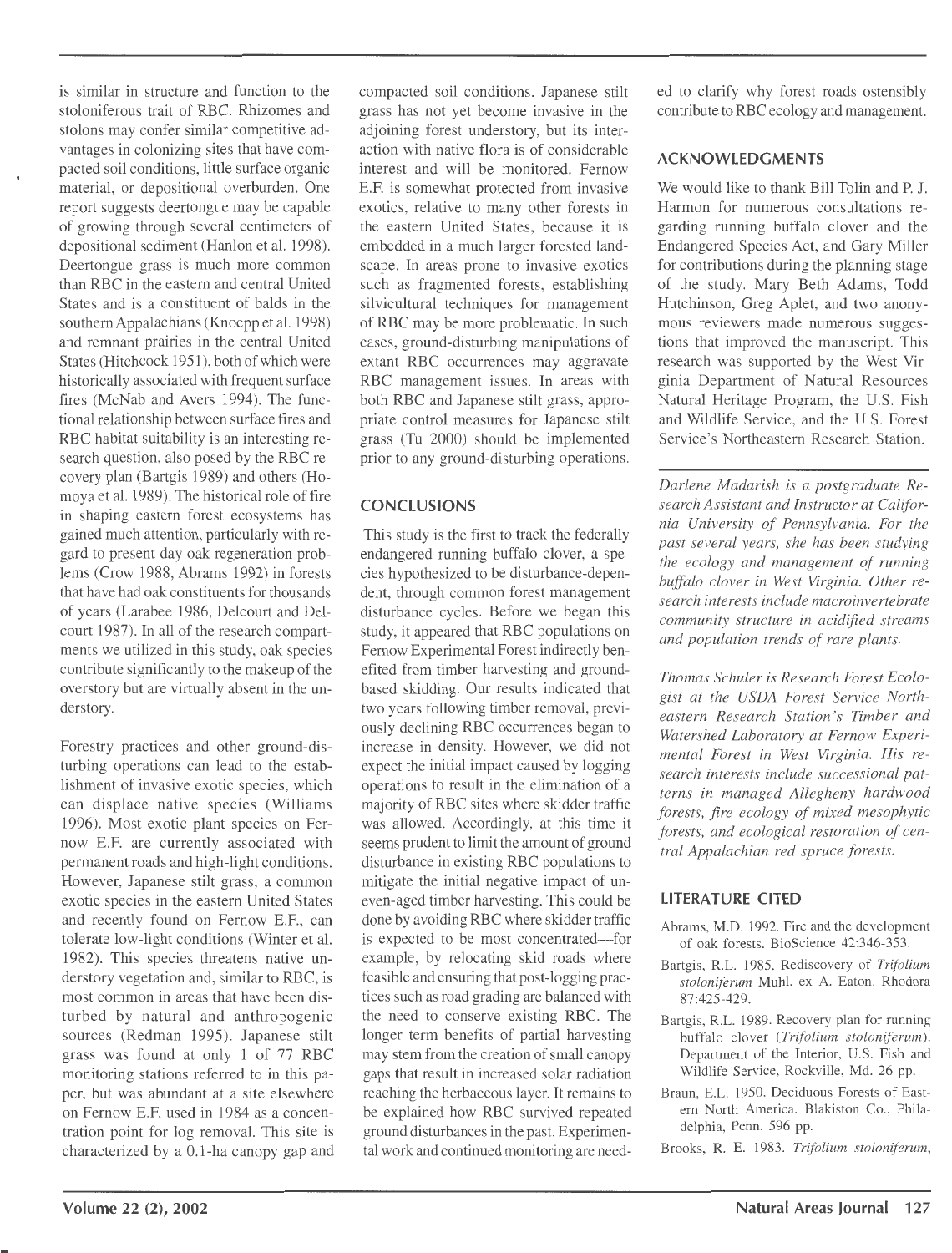is similar in structure and function to the stoloniferous trait of RBC. Rhizomes and stolons may confer similar competitive advantages in colonizing sites that have compacted soil conditions, little surface organic material, or depositional overburden. One report suggests deertongue may be capable of growing through several centimeters of depositional sediment (Hanlon et al. 1998). Deertongue grass is much more common than RBC in the eastern and central United States and is a constituent of balds in the southern Appalachians (Knoepp et al. 1998) and remnant prairies in the central United States (Hitchcock 1951), both of which were historically associated with frequent surface fires (McNab and Avers 1994). The functional relationship between surface fires and RBC habitat suitability is an interesting research question, also posed by the RBC recovery plan (Bartgis 1989) and others (Homoya et al. 1989). The historical role of fire in shaping eastern forest ecosystems has gained much attention, particularly with regard to present day oak regeneration problems (Crow 1988, Abrams 1992) in forests that have had oak constituents for thousands of years (Larabee 1986, Delcourt and Delcourt 1987). In all of the research compartments we utilized in this study, oak species contribute significantly to the makeup of the overstory but are virtually absent in the understory.

Forestry practices and other ground-disturbing operations can lead to the establishment of invasive exotic species, which can displace native species (Williams 1996). Most exotic plant species on Fernow E.F. are currently associated with permanent roads and high-light conditions. However, Japanese stilt grass, a common exotic species in the eastern United States and recently found on Fernow E.F., can tolerate low-light conditions (Winter et al. 1982). This species threatens native understory vegetation and, similar to RBC, is most common in areas that have been disturbed by natural and anthropogenic sources (Redman 1995). Japanese stilt grass was found at only 1 of 77 RBC monitoring stations referred to in this paper, but was abundant at a site elsewhere on Fernow E.F. used in 1984 as a concentration point for log removal. This site is characterized by a 0.1-ha canopy gap and compacted soil conditions. Japanese stilt grass has not yet become invasive in the adjoining forest understory, but its interaction with native flora is of considerable interest and will be monitored. Fernow E.F. is somewhat protected from invasive exotics, relative to many other forests in the eastern United States, because it is embedded in a much larger forested landscape. In areas prone to invasive exotics such as fragmented forests, establishing silvicultural techniques for management of RBC may be more problematic. In such cases, ground-disturbing manipulations of extant RBC occurrences may aggravate RBC management issues. In areas with both RBC and Japanese stilt grass, appropriate control measures for Japanese stilt grass (Tu 2000) should be implemented prior to any ground-disturbing operations.

## CONCLUSIONS

This study is the first to track the federally endangered running buffalo clover, a species hypothesized to be disturbance-dependent, through common forest management disturbance cycles. Before we began this study, it appeared that RBC populations on Fernow Experimental Forest indirectly benefited from timber harvesting and ground-based skidding. Our results indicated that two years following timber removal, previously declining RBC occurrences began to increase in density. However, we did not expect the initial impact caused by logging operations to result in the elimination of a majority of RBC sites where skidder traffic was allowed. Accordingly, at this time it seems prudent to limit the amount of ground disturbance in existing RBC populations to mitigate the initial negative impact of uneven-aged timber harvesting. This could be done by avoiding RBC where skidder traffic is expected to be most concentrated—for example, by relocating skid roads where feasible and ensuring that post-logging practices such as road grading are balanced with the need to conserve existing RBC. The longer term benefits of partial harvesting may stem from the creation of small canopy gaps that result in increased solar radiation reaching the herbaceous layer. It remains to be explained how RBC survived repeated ground disturbances in the past. Experimental work and continued monitoring are needed to clarify why forest roads ostensibly contribute to RBC ecology and management.

## ACKNOWLEDGMENTS

We would like to thank Bill Tolin and P. J. Harmon for numerous consultations regarding running buffalo clover and the Endangered Species Act, and Gary Miller for contributions during the planning stage of the study. Mary Beth Adams, Todd Hutchinson, Greg Aplet, and two anonymous reviewers made numerous suggestions that improved the manuscript. This research was supported by the West Virginia Department of Natural Resources Natural Heritage Program, the U.S. Fish and Wildlife Service, and the U.S. Forest Service's Northeastern Research Station.

*Darlene Madarish is a postgraduate Research Assistant and Instructor at California University of Pennsylvania. For the past several years, she has been studying the ecology and management of running buffalo clover in West Virginia. Other research interests include macroinvertebrate community structure in acidified streams and population trends of rare plants.*

*Thomas Schuler is Research Forest Ecologist at the USDA Forest Service Northeastern Research Station's Timber and Watershed Laboratory at Fernow Experimental Forest in West Virginia. His research interests include successional patterns in managed Allegheny hardwood forests, fire ecology of mixed mesophytic forests, and ecological restoration of central Appalachian red spruce forests.*

## LITERATURE CITED

Abrams, M.D. 1992. Fire and the development of oak forests. BioScience 42:346-353.

Bartgis, R.L. 1985. Rediscovery of *Trifolium stoloniferum* Muhl. ex A. Eaton. Rhodora 87:425-429.

Bartgis, R.L. 1989. Recovery plan for running buffalo clover (*Trifolium stoloniferum*). Department of the Interior, U.S. Fish and Wildlife Service, Rockville, Md. 26 pp.

Braun, E.L. 1950. Deciduous Forests of Eastern North America. Blakiston Co., Philadelphia, Penn. 596 pp.

Brooks, R. E. 1983. *Trifolium stoloniferum*,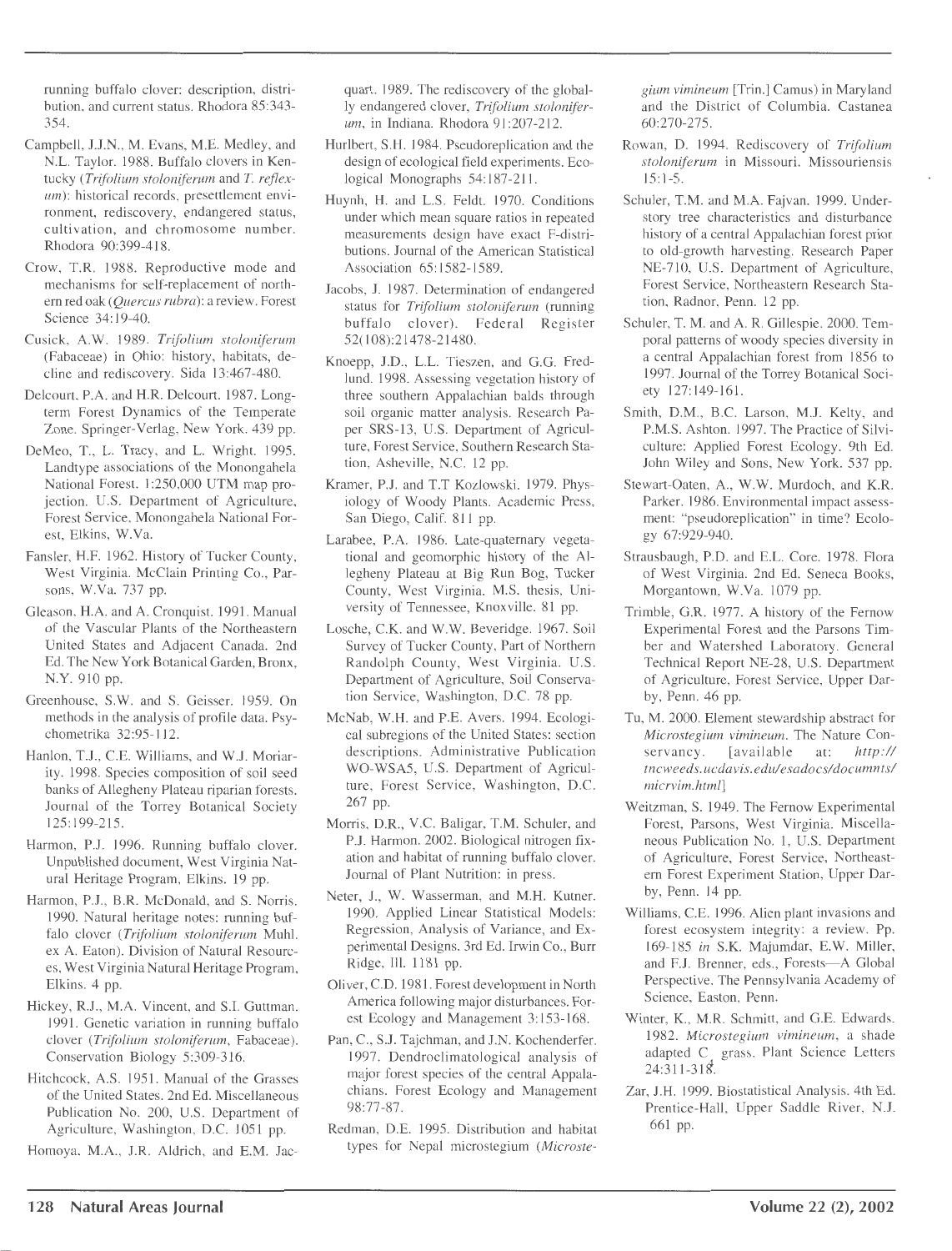running buffalo clover: description, distribution, and current status. Rhodora 85:343-354.

Campbell, J.J.N., M. Evans, M.E. Medley, and N.L. Taylor. 1988. Buffalo clovers in Kentucky (*Trifolium stoloniferum* and *T. reflexum*): historical records, presettlement environment, rediscovery, endangered status, cultivation, and chromosome number. Rhodora 90:399-418.

Crow, T.R. 1988. Reproductive mode and mechanisms for self-replacement of northern red oak (*Quercus rubra*): a review. Forest Science 34:19-40.

Cusick, A.W. 1989. *Trifolium stoloniferum* (Fabaceae) in Ohio: history, habitats, decline and rediscovery. Sida 13:467-480.

Delcourt, P.A. and H.R. Delcourt. 1987. Long-term Forest Dynamics of the Temperate Zone. Springer-Verlag, New York. 439 pp.

DeMeo, T., L. Tracy, and L. Wright. 1995. Landtype associations of the Monongahela National Forest. 1:250,000 UTM map projection. U.S. Department of Agriculture, Forest Service, Monongahela National Forest, Elkins, W.Va.

Fansler, H.F. 1962. History of Tucker County, West Virginia. McClain Printing Co., Parsons, W.Va. 737 pp.

Gleason, H.A. and A. Cronquist. 1991. Manual of the Vascular Plants of the Northeastern United States and Adjacent Canada. 2nd Ed. The New York Botanical Garden, Bronx, N.Y. 910 pp.

Greenhouse, S.W. and S. Geisser. 1959. On methods in the analysis of profile data. Psychometrika 32:95-112.

Hanlon, T.J., C.E. Williams, and W.J. Moriarity. 1998. Species composition of soil seed banks of Allegheny Plateau riparian forests. Journal of the Torrey Botanical Society 125:199-215.

Harmon, P.J. 1996. Running buffalo clover. Unpublished document, West Virginia Natural Heritage Program, Elkins. 19 pp.

Harmon, P.J., B.R. McDonald, and S. Norris. 1990. Natural heritage notes: running buffalo clover (*Trifolium stoloniferum* Muhl. ex A. Eaton). Division of Natural Resources, West Virginia Natural Heritage Program, Elkins. 4 pp.

Hickey, R.J., M.A. Vincent, and S.I. Guttman. 1991. Genetic variation in running buffalo clover (*Trifolium stoloniferum*, Fabaceae). Conservation Biology 5:309-316.

Hitchcock, A.S. 1951. Manual of the Grasses of the United States. 2nd Ed. Miscellaneous Publication No. 200, U.S. Department of Agriculture, Washington, D.C. 1051 pp.

Homoya, M.A., J.R. Aldrich, and E.M. Jacquart. 1989. The rediscovery of the globally endangered clover, *Trifolium stoloniferum*, in Indiana. Rhodora 91:207-212.

Hurlbert, S.H. 1984. Pseudoreplication and the design of ecological field experiments. Ecological Monographs 54:187-211.

Huynh, H. and L.S. Feldt. 1970. Conditions under which mean square ratios in repeated measurements design have exact F-distributions. Journal of the American Statistical Association 65:1582-1589.

Jacobs, J. 1987. Determination of endangered status for *Trifolium stoloniferum* (running buffalo clover). Federal Register 52(108):21478-21480.

Knoepp, J.D., L.L. Tieszen, and G.G. Fredlund. 1998. Assessing vegetation history of three southern Appalachian balds through soil organic matter analysis. Research Paper SRS-13, U.S. Department of Agriculture, Forest Service, Southern Research Station, Asheville, N.C. 12 pp.

Kramer, P.J. and T.T Kozlowski. 1979. Physiology of Woody Plants. Academic Press, San Diego, Calif. 811 pp.

Larabee, P.A. 1986. Late-quaternary vegetational and geomorphic history of the Allegheny Plateau at Big Run Bog, Tucker County, West Virginia. M.S. thesis, University of Tennessee, Knoxville. 81 pp.

Losche, C.K. and W.W. Beveridge. 1967. Soil Survey of Tucker County, Part of Northern Randolph County, West Virginia. U.S. Department of Agriculture, Soil Conservation Service, Washington, D.C. 78 pp.

McNab, W.H. and P.E. Avers. 1994. Ecological subregions of the United States: section descriptions. Administrative Publication WO-WSA5, U.S. Department of Agriculture, Forest Service, Washington, D.C. 267 pp.

Morris, D.R., V.C. Baligar, T.M. Schuler, and P.J. Harmon. 2002. Biological nitrogen fixation and habitat of running buffalo clover. Journal of Plant Nutrition: in press.

Neter, J., W. Wasserman, and M.H. Kutner. 1990. Applied Linear Statistical Models: Regression, Analysis of Variance, and Experimental Designs. 3rd Ed. Irwin Co., Burr Ridge, Ill. 1181 pp.

Oliver, C.D. 1981. Forest development in North America following major disturbances. Forest Ecology and Management 3:153-168.

Pan, C., S.J. Tajchman, and J.N. Kochenderfer. 1997. Dendroclimatological analysis of major forest species of the central Appalachians. Forest Ecology and Management 98:77-87.

Redman, D.E. 1995. Distribution and habitat types for Nepal microstegium (*Microstegium vimineum* [Trin.] Camus) in Maryland and the District of Columbia. Castanea 60:270-275.

Rowan, D. 1994. Rediscovery of *Trifolium stoloniferum* in Missouri. Missouriensis 15:1-5.

Schuler, T.M. and M.A. Fajvan. 1999. Understory tree characteristics and disturbance history of a central Appalachian forest prior to old-growth harvesting. Research Paper NE-710, U.S. Department of Agriculture, Forest Service, Northeastern Research Station, Radnor, Penn. 12 pp.

Schuler, T. M. and A. R. Gillespie. 2000. Temporal patterns of woody species diversity in a central Appalachian forest from 1856 to 1997. Journal of the Torrey Botanical Society 127:149-161.

Smith, D.M., B.C. Larson, M.J. Kelty, and P.M.S. Ashton. 1997. The Practice of Silviculture: Applied Forest Ecology. 9th Ed. John Wiley and Sons, New York. 537 pp.

Stewart-Oaten, A., W.W. Murdoch, and K.R. Parker. 1986. Environmental impact assessment: "pseudoreplication" in time? Ecology 67:929-940.

Strausbaugh, P.D. and E.L. Core. 1978. Flora of West Virginia. 2nd Ed. Seneca Books, Morgantown, W.Va. 1079 pp.

Trimble, G.R. 1977. A history of the Fernow Experimental Forest and the Parsons Timber and Watershed Laboratory. General Technical Report NE-28, U.S. Department of Agriculture, Forest Service, Upper Darby, Penn. 46 pp.

Tu, M. 2000. Element stewardship abstract for *Microstegium vimineum*. The Nature Conservancy. [available at: *http://tncweeds.ucdavis.edu/esadocs/documnts/micrvim.html*]

Weitzman, S. 1949. The Fernow Experimental Forest, Parsons, West Virginia. Miscellaneous Publication No. 1, U.S. Department of Agriculture, Forest Service, Northeastern Forest Experiment Station, Upper Darby, Penn. 14 pp.

Williams, C.E. 1996. Alien plant invasions and forest ecosystem integrity: a review. Pp. 169-185 *in* S.K. Majumdar, E.W. Miller, and F.J. Brenner, eds., Forests—A Global Perspective. The Pennsylvania Academy of Science, Easton, Penn.

Winter, K., M.R. Schmitt, and G.E. Edwards. 1982. *Microstegium vimineum*, a shade adapted $C_4$ grass. Plant Science Letters 24:311-318.

Zar, J.H. 1999. Biostatistical Analysis. 4th Ed. Prentice-Hall, Upper Saddle River, N.J. 661 pp.